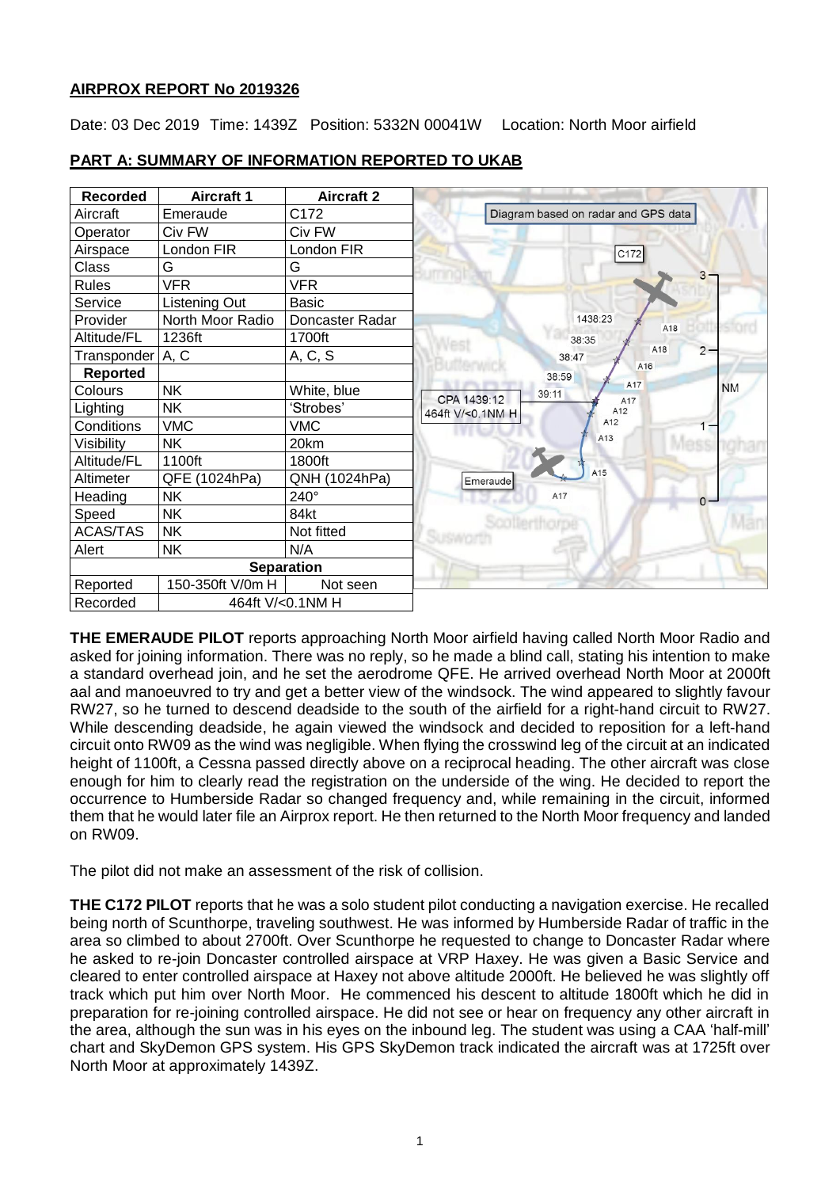**AIRPROX REPORT No 2019326**

Date: 03 Dec 2019 Time: 1439Z Position: 5332N 00041W Location: North Moor airfield

**PART A: SUMMARY OF INFORMATION REPORTED TO UKAB**

| Recorded | Aircraft 1 | Aircraft 2 |
|---|---|---|
| Aircraft | Emeraude | C172 |
| Operator | Civ FW | Civ FW |
| Airspace | London FIR | London FIR |
| Class | G | G |
| Rules | VFR | VFR |
| Service | Listening Out | Basic |
| Provider | North Moor Radio | Doncaster Radar |
| Altitude/FL | 1236ft | 1700ft |
| Transponder | A, C | A, C, S |
| **Reported** | | |
| Colours | NK | White, blue |
| Lighting | NK | 'Strobes' |
| Conditions | VMC | VMC |
| Visibility | NK | 20km |
| Altitude/FL | 1100ft | 1800ft |
| Altimeter | QFE (1024hPa) | QNH (1024hPa) |
| Heading | NK | 240° |
| Speed | NK | 84kt |
| ACAS/TAS | NK | Not fitted |
| Alert | NK | N/A |
| **Separation** | | |
| Reported | 150-350ft V/0m H | Not seen |
| Recorded | 464ft V/<0.1NM H | |

Diagram based on radar and GPS data

**THE EMERAUDE PILOT** reports approaching North Moor airfield having called North Moor Radio and asked for joining information. There was no reply, so he made a blind call, stating his intention to make a standard overhead join, and he set the aerodrome QFE. He arrived overhead North Moor at 2000ft aal and manoeuvred to try and get a better view of the windsock. The wind appeared to slightly favour RW27, so he turned to descend deadside to the south of the airfield for a right-hand circuit to RW27. While descending deadside, he again viewed the windsock and decided to reposition for a left-hand circuit onto RW09 as the wind was negligible. When flying the crosswind leg of the circuit at an indicated height of 1100ft, a Cessna passed directly above on a reciprocal heading. The other aircraft was close enough for him to clearly read the registration on the underside of the wing. He decided to report the occurrence to Humberside Radar so changed frequency and, while remaining in the circuit, informed them that he would later file an Airprox report. He then returned to the North Moor frequency and landed on RW09.

The pilot did not make an assessment of the risk of collision.

**THE C172 PILOT** reports that he was a solo student pilot conducting a navigation exercise. He recalled being north of Scunthorpe, traveling southwest. He was informed by Humberside Radar of traffic in the area so climbed to about 2700ft. Over Scunthorpe he requested to change to Doncaster Radar where he asked to re-join Doncaster controlled airspace at VRP Haxey. He was given a Basic Service and cleared to enter controlled airspace at Haxey not above altitude 2000ft. He believed he was slightly off track which put him over North Moor. He commenced his descent to altitude 1800ft which he did in preparation for re-joining controlled airspace. He did not see or hear on frequency any other aircraft in the area, although the sun was in his eyes on the inbound leg. The student was using a CAA 'half-mill' chart and SkyDemon GPS system. His GPS SkyDemon track indicated the aircraft was at 1725ft over North Moor at approximately 1439Z.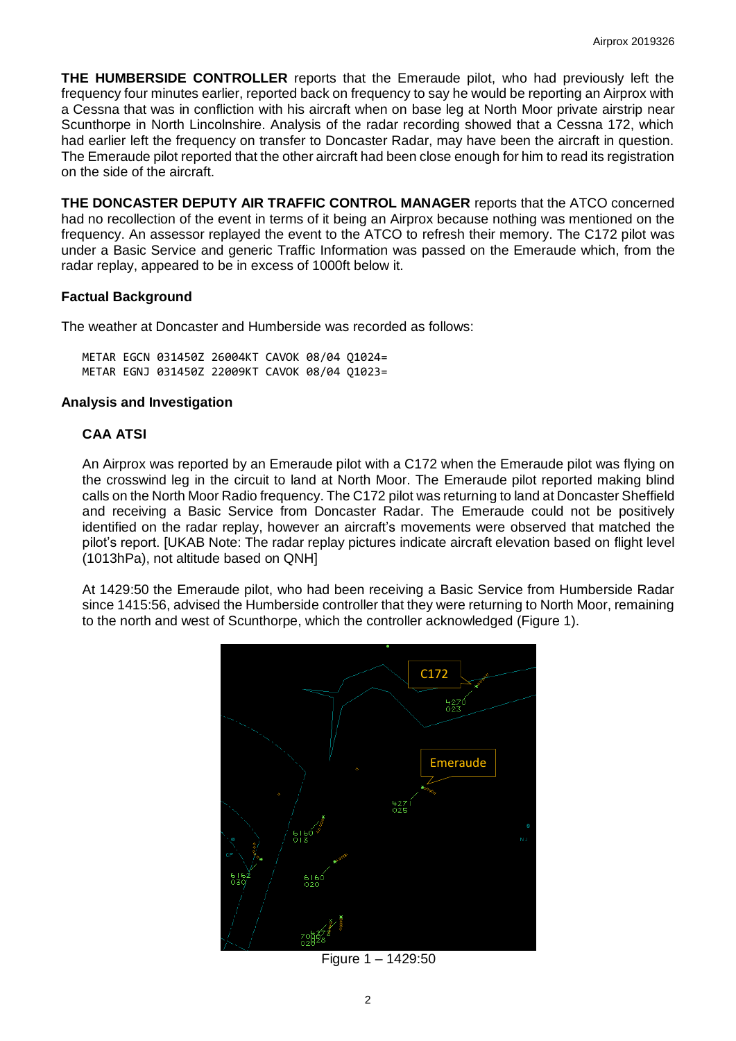**THE HUMBERSIDE CONTROLLER** reports that the Emeraude pilot, who had previously left the frequency four minutes earlier, reported back on frequency to say he would be reporting an Airprox with a Cessna that was in confliction with his aircraft when on base leg at North Moor private airstrip near Scunthorpe in North Lincolnshire. Analysis of the radar recording showed that a Cessna 172, which had earlier left the frequency on transfer to Doncaster Radar, may have been the aircraft in question. The Emeraude pilot reported that the other aircraft had been close enough for him to read its registration on the side of the aircraft.

**THE DONCASTER DEPUTY AIR TRAFFIC CONTROL MANAGER** reports that the ATCO concerned had no recollection of the event in terms of it being an Airprox because nothing was mentioned on the frequency. An assessor replayed the event to the ATCO to refresh their memory. The C172 pilot was under a Basic Service and generic Traffic Information was passed on the Emeraude which, from the radar replay, appeared to be in excess of 1000ft below it.

### Factual Background

The weather at Doncaster and Humberside was recorded as follows:

```
METAR EGCN 031450Z 26004KT CAVOK 08/04 Q1024=
METAR EGNJ 031450Z 22009KT CAVOK 08/04 Q1023=
```

### Analysis and Investigation

#### CAA ATSI

An Airprox was reported by an Emeraude pilot with a C172 when the Emeraude pilot was flying on the crosswind leg in the circuit to land at North Moor. The Emeraude pilot reported making blind calls on the North Moor Radio frequency. The C172 pilot was returning to land at Doncaster Sheffield and receiving a Basic Service from Doncaster Radar. The Emeraude could not be positively identified on the radar replay, however an aircraft's movements were observed that matched the pilot's report. [UKAB Note: The radar replay pictures indicate aircraft elevation based on flight level (1013hPa), not altitude based on QNH]

At 1429:50 the Emeraude pilot, who had been receiving a Basic Service from Humberside Radar since 1415:56, advised the Humberside controller that they were returning to North Moor, remaining to the north and west of Scunthorpe, which the controller acknowledged (Figure 1).

Figure 1 – 1429:50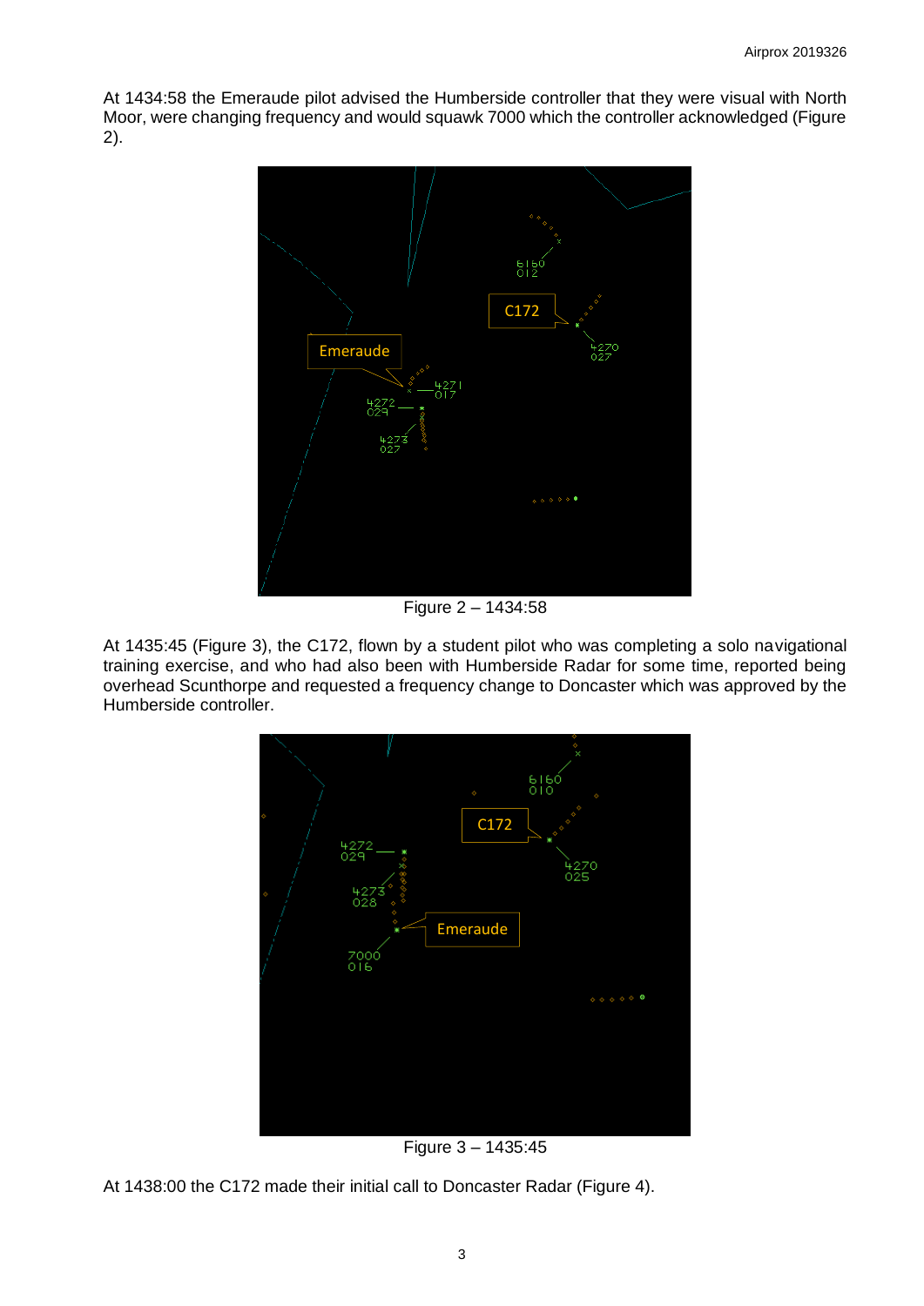At 1434:58 the Emeraude pilot advised the Humberside controller that they were visual with North Moor, were changing frequency and would squawk 7000 which the controller acknowledged (Figure 2).

Figure 2 – 1434:58

At 1435:45 (Figure 3), the C172, flown by a student pilot who was completing a solo navigational training exercise, and who had also been with Humberside Radar for some time, reported being overhead Scunthorpe and requested a frequency change to Doncaster which was approved by the Humberside controller.

Figure 3 – 1435:45

At 1438:00 the C172 made their initial call to Doncaster Radar (Figure 4).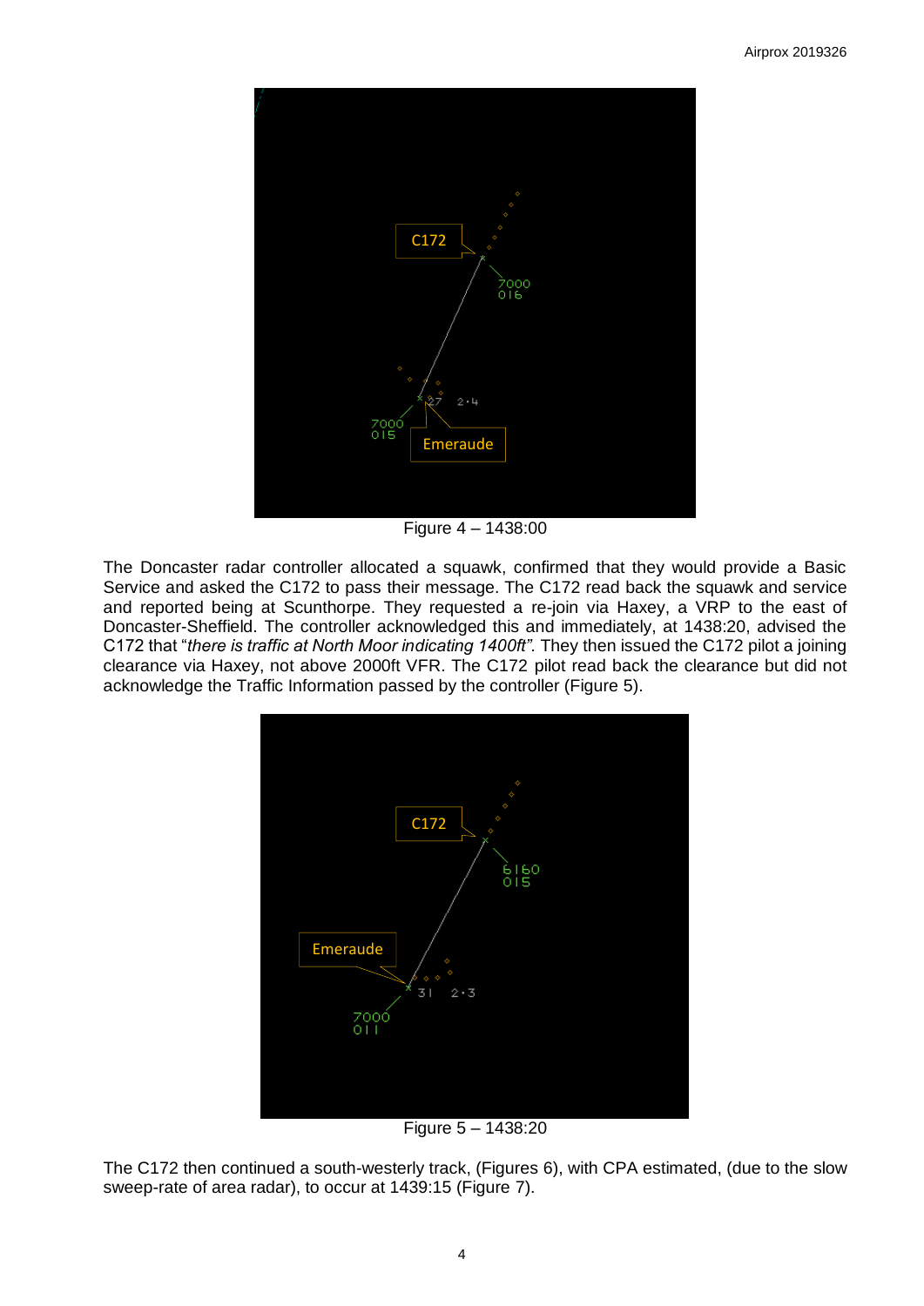Figure 4 – 1438:00

The Doncaster radar controller allocated a squawk, confirmed that they would provide a Basic Service and asked the C172 to pass their message. The C172 read back the squawk and service and reported being at Scunthorpe. They requested a re-join via Haxey, a VRP to the east of Doncaster-Sheffield. The controller acknowledged this and immediately, at 1438:20, advised the C172 that "*there is traffic at North Moor indicating 1400ft"*. They then issued the C172 pilot a joining clearance via Haxey, not above 2000ft VFR. The C172 pilot read back the clearance but did not acknowledge the Traffic Information passed by the controller (Figure 5).

Figure 5 – 1438:20

The C172 then continued a south-westerly track, (Figures 6), with CPA estimated, (due to the slow sweep-rate of area radar), to occur at 1439:15 (Figure 7).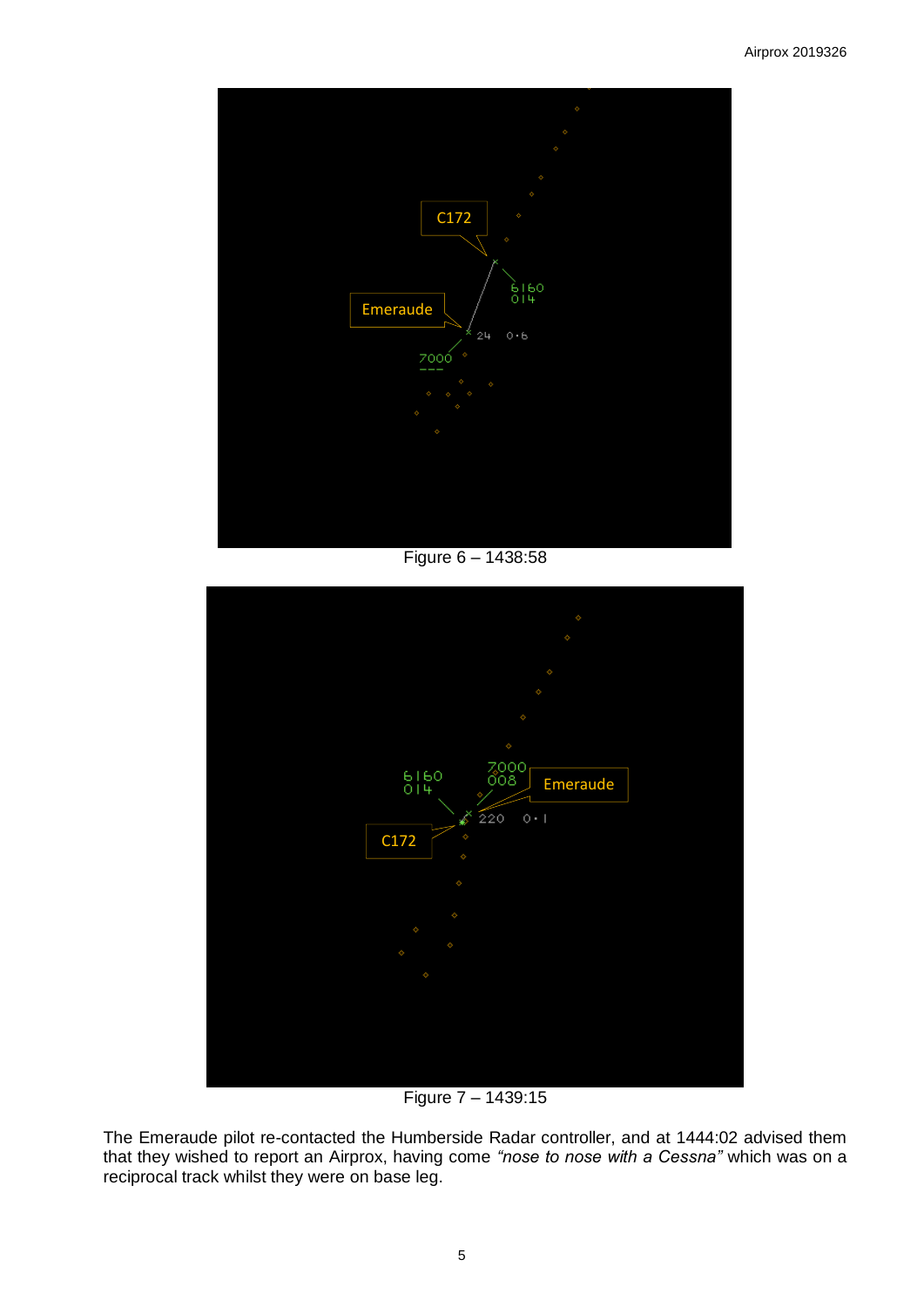Figure 6 – 1438:58

Figure 7 – 1439:15

The Emeraude pilot re-contacted the Humberside Radar controller, and at 1444:02 advised them that they wished to report an Airprox, having come *"nose to nose with a Cessna"* which was on a reciprocal track whilst they were on base leg.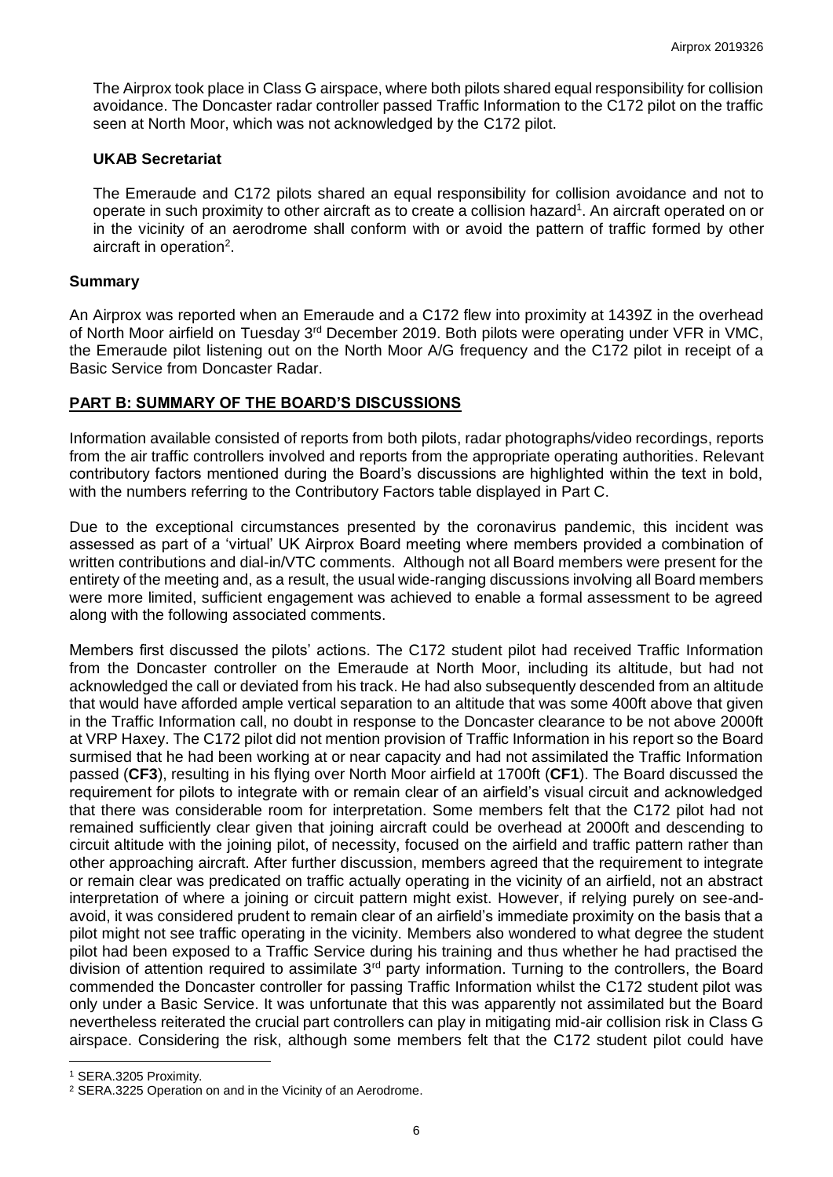The Airprox took place in Class G airspace, where both pilots shared equal responsibility for collision avoidance. The Doncaster radar controller passed Traffic Information to the C172 pilot on the traffic seen at North Moor, which was not acknowledged by the C172 pilot.

### UKAB Secretariat

The Emeraude and C172 pilots shared an equal responsibility for collision avoidance and not to operate in such proximity to other aircraft as to create a collision hazard[1]. An aircraft operated on or in the vicinity of an aerodrome shall conform with or avoid the pattern of traffic formed by other aircraft in operation[2].

## Summary

An Airprox was reported when an Emeraude and a C172 flew into proximity at 1439Z in the overhead of North Moor airfield on Tuesday 3rd December 2019. Both pilots were operating under VFR in VMC, the Emeraude pilot listening out on the North Moor A/G frequency and the C172 pilot in receipt of a Basic Service from Doncaster Radar.

## PART B: SUMMARY OF THE BOARD'S DISCUSSIONS

Information available consisted of reports from both pilots, radar photographs/video recordings, reports from the air traffic controllers involved and reports from the appropriate operating authorities. Relevant contributory factors mentioned during the Board's discussions are highlighted within the text in bold, with the numbers referring to the Contributory Factors table displayed in Part C.

Due to the exceptional circumstances presented by the coronavirus pandemic, this incident was assessed as part of a 'virtual' UK Airprox Board meeting where members provided a combination of written contributions and dial-in/VTC comments. Although not all Board members were present for the entirety of the meeting and, as a result, the usual wide-ranging discussions involving all Board members were more limited, sufficient engagement was achieved to enable a formal assessment to be agreed along with the following associated comments.

Members first discussed the pilots' actions. The C172 student pilot had received Traffic Information from the Doncaster controller on the Emeraude at North Moor, including its altitude, but had not acknowledged the call or deviated from his track. He had also subsequently descended from an altitude that would have afforded ample vertical separation to an altitude that was some 400ft above that given in the Traffic Information call, no doubt in response to the Doncaster clearance to be not above 2000ft at VRP Haxey. The C172 pilot did not mention provision of Traffic Information in his report so the Board surmised that he had been working at or near capacity and had not assimilated the Traffic Information passed (**CF3**), resulting in his flying over North Moor airfield at 1700ft (**CF1**). The Board discussed the requirement for pilots to integrate with or remain clear of an airfield's visual circuit and acknowledged that there was considerable room for interpretation. Some members felt that the C172 pilot had not remained sufficiently clear given that joining aircraft could be overhead at 2000ft and descending to circuit altitude with the joining pilot, of necessity, focused on the airfield and traffic pattern rather than other approaching aircraft. After further discussion, members agreed that the requirement to integrate or remain clear was predicated on traffic actually operating in the vicinity of an airfield, not an abstract interpretation of where a joining or circuit pattern might exist. However, if relying purely on see-and-avoid, it was considered prudent to remain clear of an airfield's immediate proximity on the basis that a pilot might not see traffic operating in the vicinity. Members also wondered to what degree the student pilot had been exposed to a Traffic Service during his training and thus whether he had practised the division of attention required to assimilate 3rd party information. Turning to the controllers, the Board commended the Doncaster controller for passing Traffic Information whilst the C172 student pilot was only under a Basic Service. It was unfortunate that this was apparently not assimilated but the Board nevertheless reiterated the crucial part controllers can play in mitigating mid-air collision risk in Class G airspace. Considering the risk, although some members felt that the C172 student pilot could have

---

[1] SERA.3205 Proximity.

[2] SERA.3225 Operation on and in the Vicinity of an Aerodrome.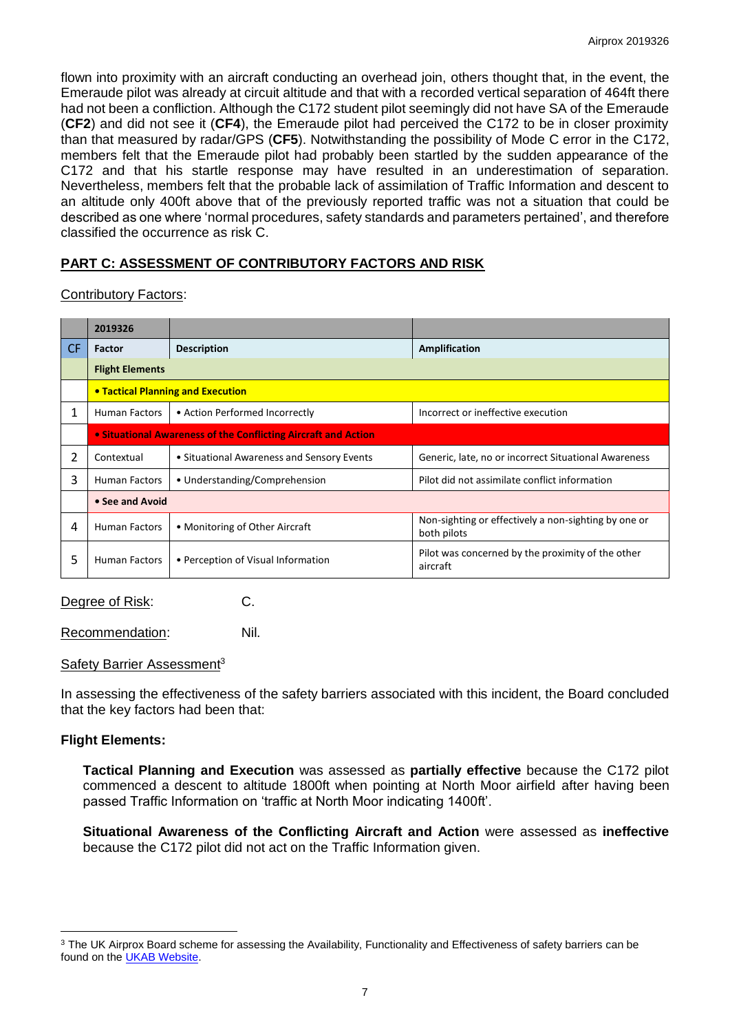flown into proximity with an aircraft conducting an overhead join, others thought that, in the event, the Emeraude pilot was already at circuit altitude and that with a recorded vertical separation of 464ft there had not been a confliction. Although the C172 student pilot seemingly did not have SA of the Emeraude (**CF2**) and did not see it (**CF4**), the Emeraude pilot had perceived the C172 to be in closer proximity than that measured by radar/GPS (**CF5**). Notwithstanding the possibility of Mode C error in the C172, members felt that the Emeraude pilot had probably been startled by the sudden appearance of the C172 and that his startle response may have resulted in an underestimation of separation. Nevertheless, members felt that the probable lack of assimilation of Traffic Information and descent to an altitude only 400ft above that of the previously reported traffic was not a situation that could be described as one where 'normal procedures, safety standards and parameters pertained', and therefore classified the occurrence as risk C.

## PART C: ASSESSMENT OF CONTRIBUTORY FACTORS AND RISK

Contributory Factors:

| | 2019326 | | |
|---|---|---|---|
| CF | Factor | Description | Amplification |
| | **Flight Elements** | | |
| | **• Tactical Planning and Execution** | | |
| 1 | Human Factors | • Action Performed Incorrectly | Incorrect or ineffective execution |
| | **• Situational Awareness of the Conflicting Aircraft and Action** | | |
| 2 | Contextual | • Situational Awareness and Sensory Events | Generic, late, no or incorrect Situational Awareness |
| 3 | Human Factors | • Understanding/Comprehension | Pilot did not assimilate conflict information |
| | **• See and Avoid** | | |
| 4 | Human Factors | • Monitoring of Other Aircraft | Non-sighting or effectively a non-sighting by one or both pilots |
| 5 | Human Factors | • Perception of Visual Information | Pilot was concerned by the proximity of the other aircraft |

Degree of Risk: C.

Recommendation: Nil.

Safety Barrier Assessment[3]

In assessing the effectiveness of the safety barriers associated with this incident, the Board concluded that the key factors had been that:

**Flight Elements:**

**Tactical Planning and Execution** was assessed as **partially effective** because the C172 pilot commenced a descent to altitude 1800ft when pointing at North Moor airfield after having been passed Traffic Information on 'traffic at North Moor indicating 1400ft'.

**Situational Awareness of the Conflicting Aircraft and Action** were assessed as **ineffective** because the C172 pilot did not act on the Traffic Information given.

[3] The UK Airprox Board scheme for assessing the Availability, Functionality and Effectiveness of safety barriers can be found on the UKAB Website.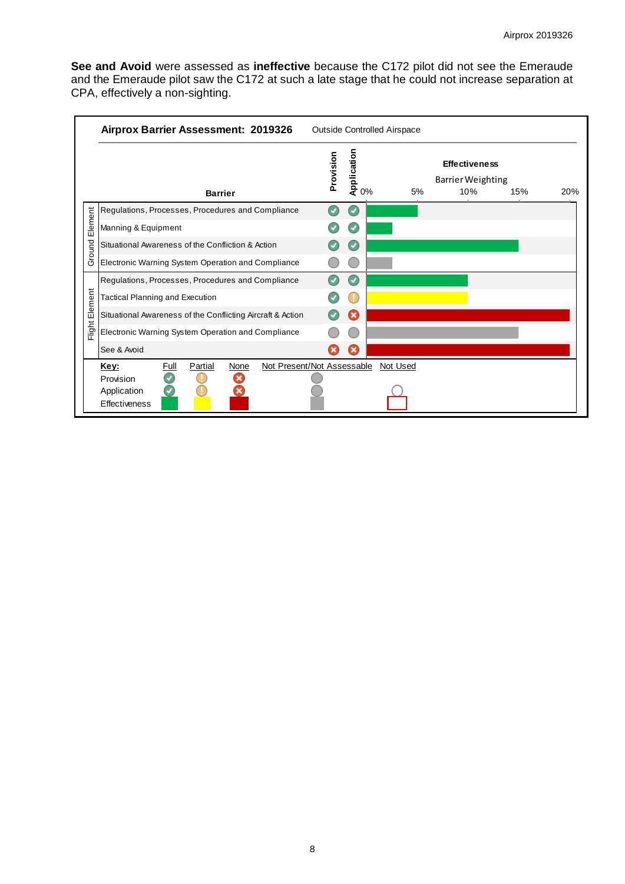**See and Avoid** were assessed as **ineffective** because the C172 pilot did not see the Emeraude and the Emeraude pilot saw the C172 at such a late stage that he could not increase separation at CPA, effectively a non-sighting.

**Airprox Barrier Assessment: 2019326**

Outside Controlled Airspace

Barrier

Provision

Application

Effectiveness

Barrier Weighting

0%

5%

10%

15%

20%

Ground Element

Regulations, Processes, Procedures and Compliance

Manning & Equipment

Situational Awareness of the Confliction & Action

Electronic Warning System Operation and Compliance

Flight Element

Regulations, Processes, Procedures and Compliance

Tactical Planning and Execution

Situational Awareness of the Conflicting Aircraft & Action

Electronic Warning System Operation and Compliance

See & Avoid

**Key:** Full Partial None Not Present/Not Assessable Not Used

Provision

Application

Effectiveness